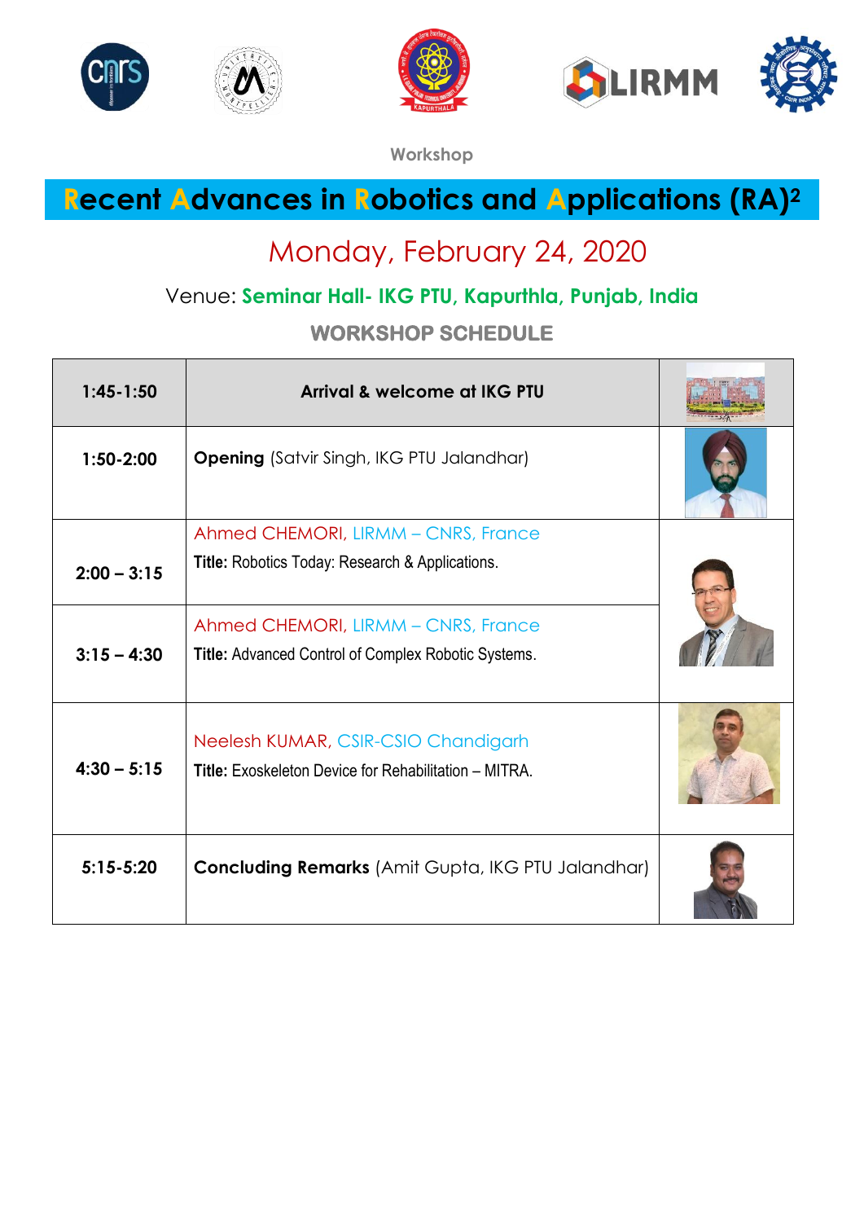Workshop

# Recent Advances in Robotics and Applications (RA)²

## Monday, February 24, 2020

Venue: **Seminar Hall- IKG PTU, Kapurthla, Punjab, India**

### WORKSHOP SCHEDULE

| Time | Session |
|---|---|
| **1:45-1:50** | **Arrival & welcome at IKG PTU** |
| **1:50-2:00** | **Opening** (Satvir Singh, IKG PTU Jalandhar) |
| **2:00 – 3:15** | Ahmed CHEMORI, LIRMM – CNRS, France<br>**Title:** Robotics Today: Research & Applications. |
| **3:15 – 4:30** | Ahmed CHEMORI, LIRMM – CNRS, France<br>**Title:** Advanced Control of Complex Robotic Systems. |
| **4:30 – 5:15** | Neelesh KUMAR, CSIR-CSIO Chandigarh<br>**Title:** Exoskeleton Device for Rehabilitation – MITRA. |
| **5:15-5:20** | **Concluding Remarks** (Amit Gupta, IKG PTU Jalandhar) |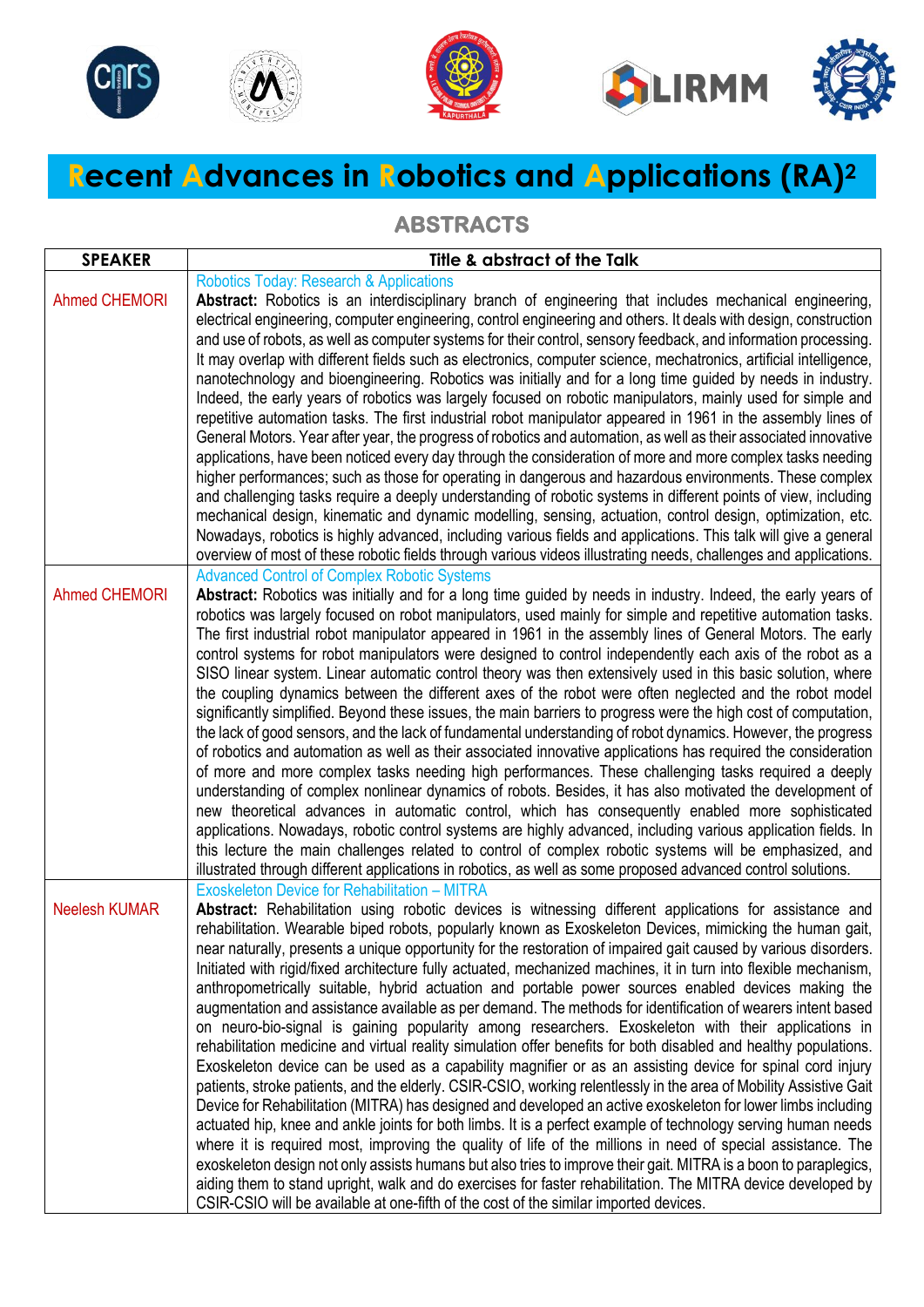# Recent Advances in Robotics and Applications (RA)²

## ABSTRACTS

| SPEAKER | Title & abstract of the Talk |
|---|---|
| Ahmed CHEMORI | Robotics Today: Research & Applications<br>**Abstract:** Robotics is an interdisciplinary branch of engineering that includes mechanical engineering, electrical engineering, computer engineering, control engineering and others. It deals with design, construction and use of robots, as well as computer systems for their control, sensory feedback, and information processing. It may overlap with different fields such as electronics, computer science, mechatronics, artificial intelligence, nanotechnology and bioengineering. Robotics was initially and for a long time guided by needs in industry. Indeed, the early years of robotics was largely focused on robotic manipulators, mainly used for simple and repetitive automation tasks. The first industrial robot manipulator appeared in 1961 in the assembly lines of General Motors. Year after year, the progress of robotics and automation, as well as their associated innovative applications, have been noticed every day through the consideration of more and more complex tasks needing higher performances; such as those for operating in dangerous and hazardous environments. These complex and challenging tasks require a deeply understanding of robotic systems in different points of view, including mechanical design, kinematic and dynamic modelling, sensing, actuation, control design, optimization, etc. Nowadays, robotics is highly advanced, including various fields and applications. This talk will give a general overview of most of these robotic fields through various videos illustrating needs, challenges and applications. |
| Ahmed CHEMORI | Advanced Control of Complex Robotic Systems<br>**Abstract:** Robotics was initially and for a long time guided by needs in industry. Indeed, the early years of robotics was largely focused on robot manipulators, used mainly for simple and repetitive automation tasks. The first industrial robot manipulator appeared in 1961 in the assembly lines of General Motors. The early control systems for robot manipulators were designed to control independently each axis of the robot as a SISO linear system. Linear automatic control theory was then extensively used in this basic solution, where the coupling dynamics between the different axes of the robot were often neglected and the robot model significantly simplified. Beyond these issues, the main barriers to progress were the high cost of computation, the lack of good sensors, and the lack of fundamental understanding of robot dynamics. However, the progress of robotics and automation as well as their associated innovative applications has required the consideration of more and more complex tasks needing high performances. These challenging tasks required a deeply understanding of complex nonlinear dynamics of robots. Besides, it has also motivated the development of new theoretical advances in automatic control, which has consequently enabled more sophisticated applications. Nowadays, robotic control systems are highly advanced, including various application fields. In this lecture the main challenges related to control of complex robotic systems will be emphasized, and illustrated through different applications in robotics, as well as some proposed advanced control solutions. |
| Neelesh KUMAR | Exoskeleton Device for Rehabilitation – MITRA<br>**Abstract:** Rehabilitation using robotic devices is witnessing different applications for assistance and rehabilitation. Wearable biped robots, popularly known as Exoskeleton Devices, mimicking the human gait, near naturally, presents a unique opportunity for the restoration of impaired gait caused by various disorders. Initiated with rigid/fixed architecture fully actuated, mechanized machines, it in turn into flexible mechanism, anthropometrically suitable, hybrid actuation and portable power sources enabled devices making the augmentation and assistance available as per demand. The methods for identification of wearers intent based on neuro-bio-signal is gaining popularity among researchers. Exoskeleton with their applications in rehabilitation medicine and virtual reality simulation offer benefits for both disabled and healthy populations. Exoskeleton device can be used as a capability magnifier or as an assisting device for spinal cord injury patients, stroke patients, and the elderly. CSIR-CSIO, working relentlessly in the area of Mobility Assistive Gait Device for Rehabilitation (MITRA) has designed and developed an active exoskeleton for lower limbs including actuated hip, knee and ankle joints for both limbs. It is a perfect example of technology serving human needs where it is required most, improving the quality of life of the millions in need of special assistance. The exoskeleton design not only assists humans but also tries to improve their gait. MITRA is a boon to paraplegics, aiding them to stand upright, walk and do exercises for faster rehabilitation. The MITRA device developed by CSIR-CSIO will be available at one-fifth of the cost of the similar imported devices. |